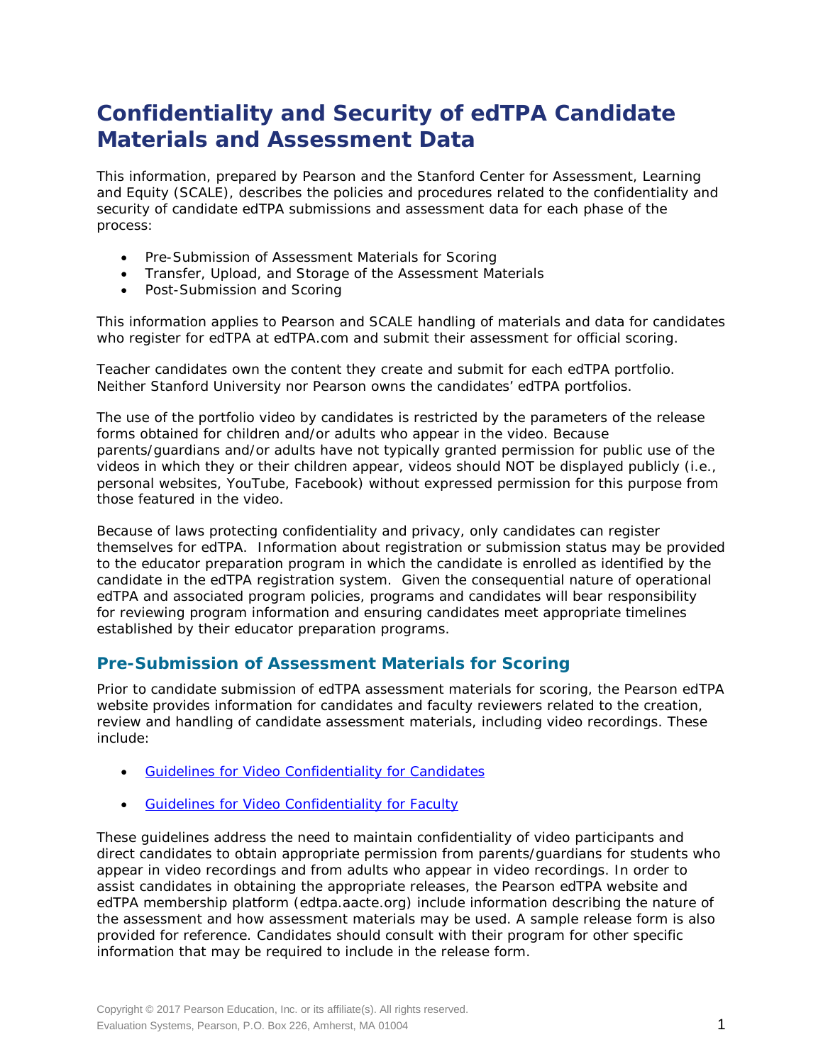# Confidentiality and Security of edTPA Candidate Materials and Assessment Data

This information, prepared by Pearson and the Stanford Center for Assessment, Learning and Equity (SCALE), describes the policies and procedures related to the confidentiality and security of candidate edTPA submissions and assessment data for each phase of the process:

- Pre-Submission of Assessment Materials for Scoring
- Transfer, Upload, and Storage of the Assessment Materials
- Post-Submission and Scoring

This information applies to Pearson and SCALE handling of materials and data for candidates who register for edTPA at edTPA.com and submit their assessment for official scoring.

Teacher candidates own the content they create and submit for each edTPA portfolio. Neither Stanford University nor Pearson owns the candidates' edTPA portfolios.

The use of the portfolio video by candidates is restricted by the parameters of the release forms obtained for children and/or adults who appear in the video. Because parents/guardians and/or adults have not typically granted permission for public use of the videos in which they or their children appear, videos should NOT be displayed publicly (i.e., personal websites, YouTube, Facebook) without expressed permission for this purpose from those featured in the video.

Because of laws protecting confidentiality and privacy, only candidates can register themselves for edTPA. Information about registration or submission status may be provided to the educator preparation program in which the candidate is enrolled as identified by the candidate in the edTPA registration system. Given the consequential nature of operational edTPA and associated program policies, programs and candidates will bear responsibility for reviewing program information and ensuring candidates meet appropriate timelines established by their educator preparation programs.

## Pre-Submission of Assessment Materials for Scoring

Prior to candidate submission of edTPA assessment materials for scoring, the Pearson edTPA website provides information for candidates and faculty reviewers related to the creation, review and handling of candidate assessment materials, including video recordings. These include:

- Guidelines for Video Confidentiality for Candidates
- Guidelines for Video Confidentiality for Faculty

These guidelines address the need to maintain confidentiality of video participants and direct candidates to obtain appropriate permission from parents/guardians for students who appear in video recordings and from adults who appear in video recordings. In order to assist candidates in obtaining the appropriate releases, the Pearson edTPA website and edTPA membership platform (edtpa.aacte.org) include information describing the nature of the assessment and how assessment materials may be used. A sample release form is also provided for reference. Candidates should consult with their program for other specific information that may be required to include in the release form.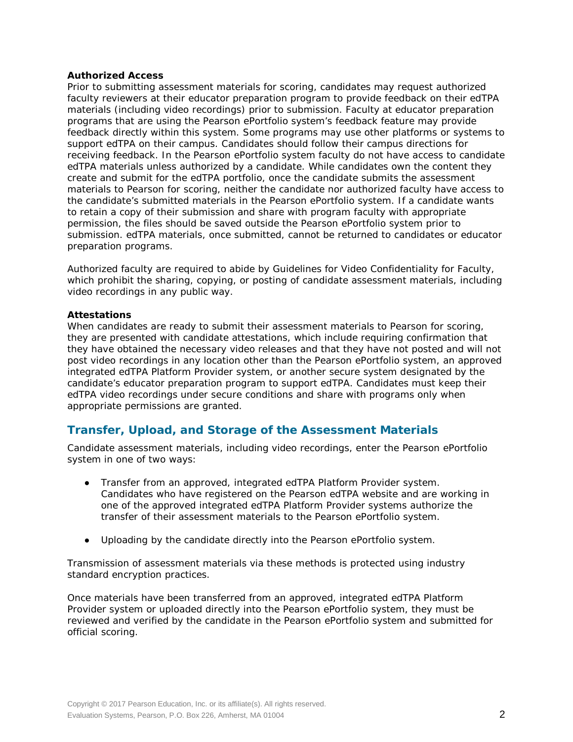**Authorized Access**

Prior to submitting assessment materials for scoring, candidates may request authorized faculty reviewers at their educator preparation program to provide feedback on their edTPA materials (including video recordings) prior to submission. Faculty at educator preparation programs that are using the Pearson ePortfolio system's feedback feature may provide feedback directly within this system. Some programs may use other platforms or systems to support edTPA on their campus. Candidates should follow their campus directions for receiving feedback. In the Pearson ePortfolio system faculty do not have access to candidate edTPA materials unless authorized by a candidate. While candidates own the content they create and submit for the edTPA portfolio, once the candidate submits the assessment materials to Pearson for scoring, neither the candidate nor authorized faculty have access to the candidate's submitted materials in the Pearson ePortfolio system. If a candidate wants to retain a copy of their submission and share with program faculty with appropriate permission, the files should be saved outside the Pearson ePortfolio system prior to submission. edTPA materials, once submitted, cannot be returned to candidates or educator preparation programs.

Authorized faculty are required to abide by Guidelines for Video Confidentiality for Faculty, which prohibit the sharing, copying, or posting of candidate assessment materials, including video recordings in any public way.

**Attestations**

When candidates are ready to submit their assessment materials to Pearson for scoring, they are presented with candidate attestations, which include requiring confirmation that they have obtained the necessary video releases and that they have not posted and will not post video recordings in any location other than the Pearson ePortfolio system, an approved integrated edTPA Platform Provider system, or another secure system designated by the candidate's educator preparation program to support edTPA. Candidates must keep their edTPA video recordings under secure conditions and share with programs only when appropriate permissions are granted.

## Transfer, Upload, and Storage of the Assessment Materials

Candidate assessment materials, including video recordings, enter the Pearson ePortfolio system in one of two ways:

- Transfer from an approved, integrated edTPA Platform Provider system. Candidates who have registered on the Pearson edTPA website and are working in one of the approved integrated edTPA Platform Provider systems authorize the transfer of their assessment materials to the Pearson ePortfolio system.
- Uploading by the candidate directly into the Pearson ePortfolio system.

Transmission of assessment materials via these methods is protected using industry standard encryption practices.

Once materials have been transferred from an approved, integrated edTPA Platform Provider system or uploaded directly into the Pearson ePortfolio system, they must be reviewed and verified by the candidate in the Pearson ePortfolio system and submitted for official scoring.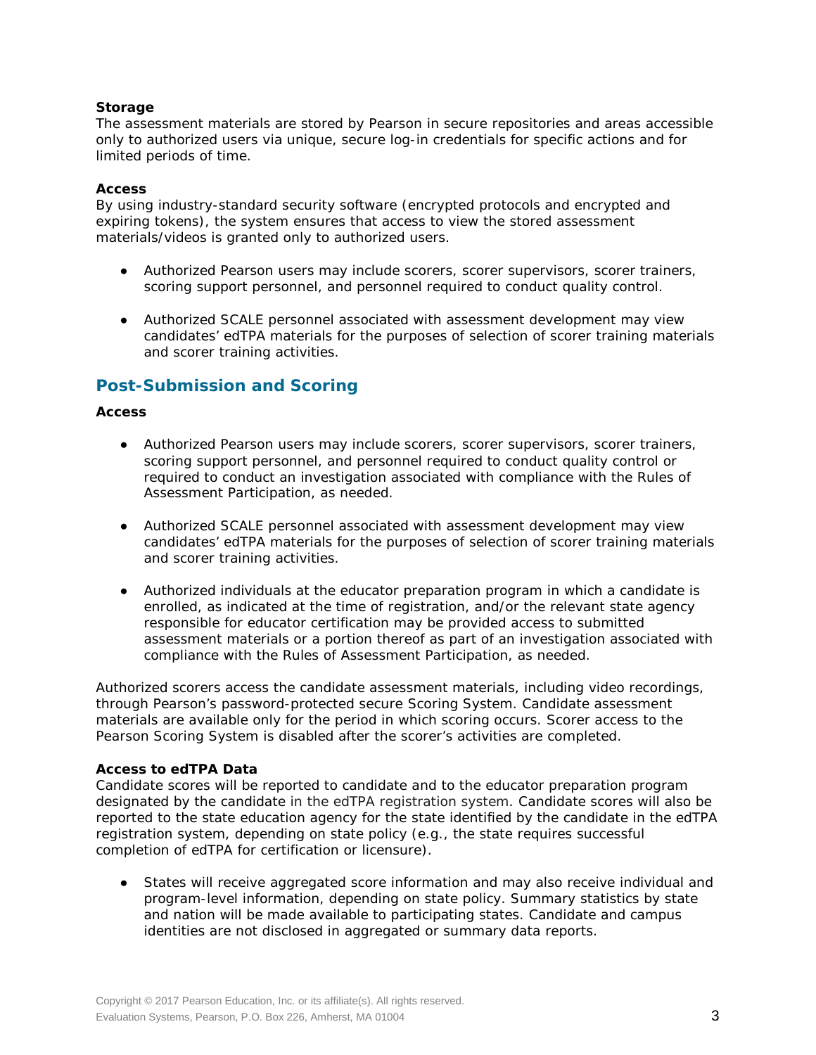**Storage**

The assessment materials are stored by Pearson in secure repositories and areas accessible only to authorized users via unique, secure log-in credentials for specific actions and for limited periods of time.

**Access**

By using industry-standard security software (encrypted protocols and encrypted and expiring tokens), the system ensures that access to view the stored assessment materials/videos is granted only to authorized users.

- Authorized Pearson users may include scorers, scorer supervisors, scorer trainers, scoring support personnel, and personnel required to conduct quality control.
- Authorized SCALE personnel associated with assessment development may view candidates' edTPA materials for the purposes of selection of scorer training materials and scorer training activities.

## Post-Submission and Scoring

**Access**

- Authorized Pearson users may include scorers, scorer supervisors, scorer trainers, scoring support personnel, and personnel required to conduct quality control or required to conduct an investigation associated with compliance with the Rules of Assessment Participation, as needed.
- Authorized SCALE personnel associated with assessment development may view candidates' edTPA materials for the purposes of selection of scorer training materials and scorer training activities.
- Authorized individuals at the educator preparation program in which a candidate is enrolled, as indicated at the time of registration, and/or the relevant state agency responsible for educator certification may be provided access to submitted assessment materials or a portion thereof as part of an investigation associated with compliance with the Rules of Assessment Participation, as needed.

Authorized scorers access the candidate assessment materials, including video recordings, through Pearson's password-protected secure Scoring System. Candidate assessment materials are available only for the period in which scoring occurs. Scorer access to the Pearson Scoring System is disabled after the scorer's activities are completed.

**Access to edTPA Data**

Candidate scores will be reported to candidate and to the educator preparation program designated by the candidate in the edTPA registration system. Candidate scores will also be reported to the state education agency for the state identified by the candidate in the edTPA registration system, depending on state policy (e.g., the state requires successful completion of edTPA for certification or licensure).

- States will receive aggregated score information and may also receive individual and program-level information, depending on state policy. Summary statistics by state and nation will be made available to participating states. Candidate and campus identities are not disclosed in aggregated or summary data reports.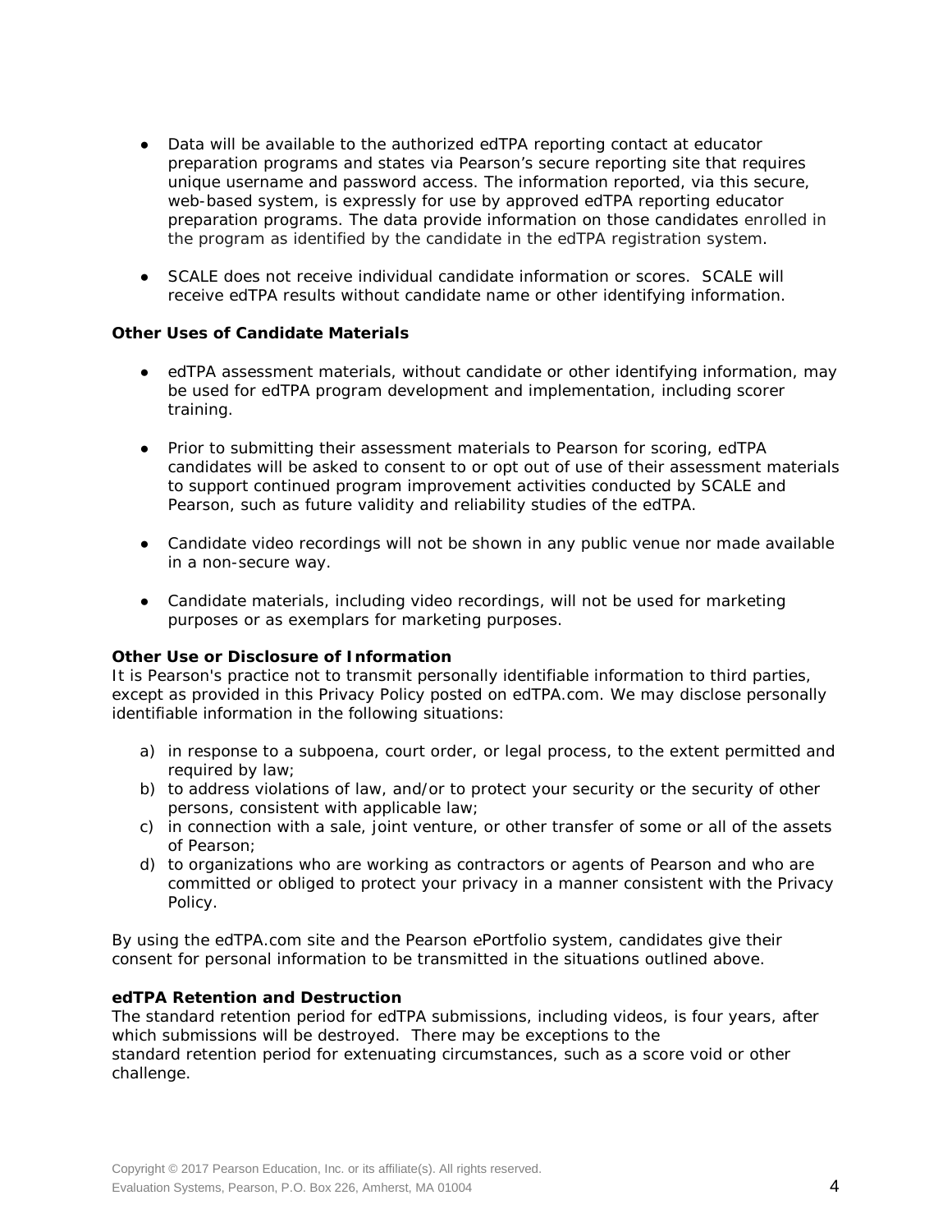- Data will be available to the authorized edTPA reporting contact at educator preparation programs and states via Pearson's secure reporting site that requires unique username and password access. The information reported, via this secure, web-based system, is expressly for use by approved edTPA reporting educator preparation programs. The data provide information on those candidates enrolled in the program as identified by the candidate in the edTPA registration system.

- SCALE does not receive individual candidate information or scores. SCALE will receive edTPA results without candidate name or other identifying information.

**Other Uses of Candidate Materials**

- edTPA assessment materials, without candidate or other identifying information, may be used for edTPA program development and implementation, including scorer training.

- Prior to submitting their assessment materials to Pearson for scoring, edTPA candidates will be asked to consent to or opt out of use of their assessment materials to support continued program improvement activities conducted by SCALE and Pearson, such as future validity and reliability studies of the edTPA.

- Candidate video recordings will not be shown in any public venue nor made available in a non-secure way.

- Candidate materials, including video recordings, will not be used for marketing purposes or as exemplars for marketing purposes.

**Other Use or Disclosure of Information**

It is Pearson's practice not to transmit personally identifiable information to third parties, except as provided in this Privacy Policy posted on edTPA.com. We may disclose personally identifiable information in the following situations:

a) in response to a subpoena, court order, or legal process, to the extent permitted and required by law;
b) to address violations of law, and/or to protect your security or the security of other persons, consistent with applicable law;
c) in connection with a sale, joint venture, or other transfer of some or all of the assets of Pearson;
d) to organizations who are working as contractors or agents of Pearson and who are committed or obliged to protect your privacy in a manner consistent with the Privacy Policy.

By using the edTPA.com site and the Pearson ePortfolio system, candidates give their consent for personal information to be transmitted in the situations outlined above.

**edTPA Retention and Destruction**

The standard retention period for edTPA submissions, including videos, is four years, after which submissions will be destroyed. There may be exceptions to the standard retention period for extenuating circumstances, such as a score void or other challenge.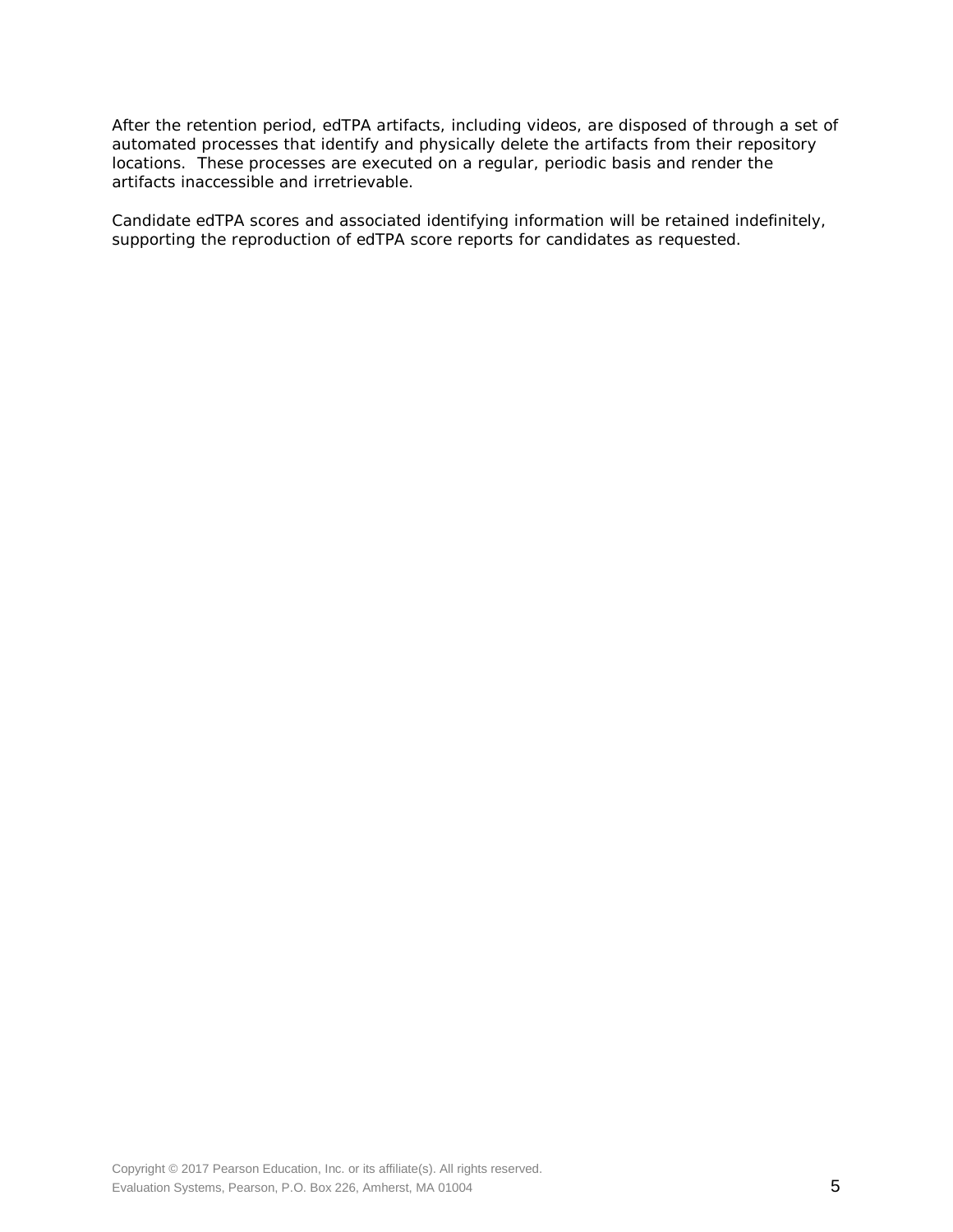After the retention period, edTPA artifacts, including videos, are disposed of through a set of automated processes that identify and physically delete the artifacts from their repository locations. These processes are executed on a regular, periodic basis and render the artifacts inaccessible and irretrievable.

Candidate edTPA scores and associated identifying information will be retained indefinitely, supporting the reproduction of edTPA score reports for candidates as requested.